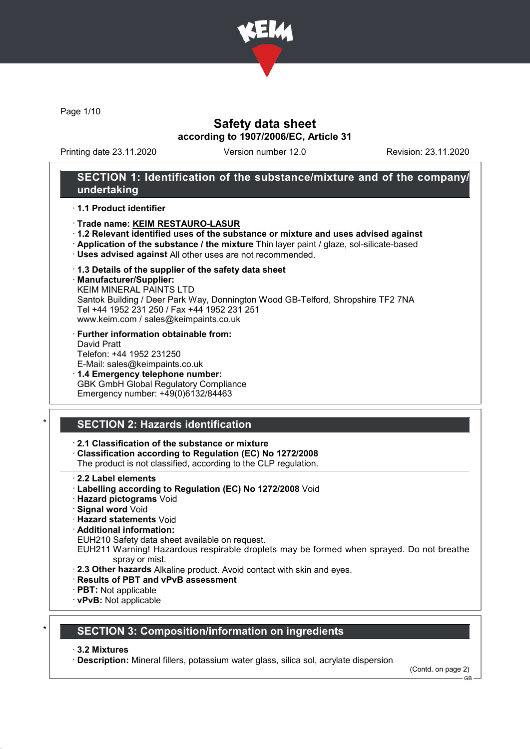# Safety data sheet

**according to 1907/2006/EC, Article 31**

Printing date 23.11.2020 | Version number 12.0 | Revision: 23.11.2020

## SECTION 1: Identification of the substance/mixture and of the company/undertaking

· **1.1 Product identifier**

· **Trade name: KEIM RESTAURO-LASUR**
· **1.2 Relevant identified uses of the substance or mixture and uses advised against**
· **Application of the substance / the mixture** Thin layer paint / glaze, sol-silicate-based
· **Uses advised against** All other uses are not recommended.

· **1.3 Details of the supplier of the safety data sheet**
· **Manufacturer/Supplier:**
KEIM MINERAL PAINTS LTD
Santok Building / Deer Park Way, Donnington Wood GB-Telford, Shropshire TF2 7NA
Tel +44 1952 231 250 / Fax +44 1952 231 251
www.keim.com / sales@keimpaints.co.uk

· **Further information obtainable from:**
David Pratt
Telefon: +44 1952 231250
E-Mail: sales@keimpaints.co.uk
· **1.4 Emergency telephone number:**
GBK GmbH Global Regulatory Compliance
Emergency number: +49(0)6132/84463

## * SECTION 2: Hazards identification

· **2.1 Classification of the substance or mixture**
· **Classification according to Regulation (EC) No 1272/2008**
The product is not classified, according to the CLP regulation.

· **2.2 Label elements**
· **Labelling according to Regulation (EC) No 1272/2008** Void
· **Hazard pictograms** Void
· **Signal word** Void
· **Hazard statements** Void
· **Additional information:**
EUH210 Safety data sheet available on request.
EUH211 Warning! Hazardous respirable droplets may be formed when sprayed. Do not breathe spray or mist.
· **2.3 Other hazards** Alkaline product. Avoid contact with skin and eyes.
· **Results of PBT and vPvB assessment**
· **PBT:** Not applicable
· **vPvB:** Not applicable

## * SECTION 3: Composition/information on ingredients

· **3.2 Mixtures**
· **Description:** Mineral fillers, potassium water glass, silica sol, acrylate dispersion

(Contd. on page 2)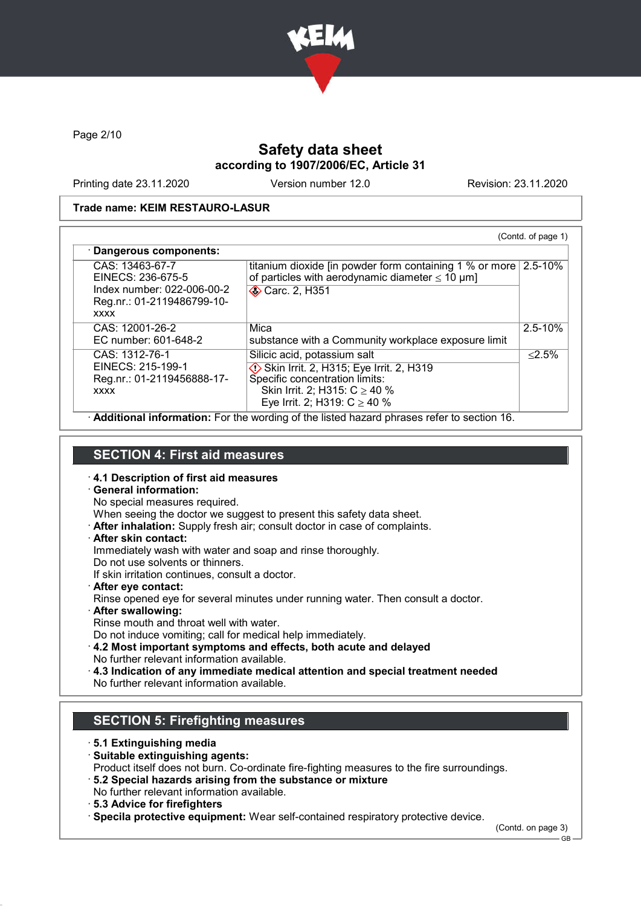# Safety data sheet

**according to 1907/2006/EC, Article 31**

Printing date 23.11.2020 Version number 12.0 Revision: 23.11.2020

**Trade name: KEIM RESTAURO-LASUR**

(Contd. of page 1)

· **Dangerous components:**

| | | |
|---|---|---|
| CAS: 13463-67-7<br>EINECS: 236-675-5<br>Index number: 022-006-00-2<br>Reg.nr.: 01-2119486799-10-xxxx | titanium dioxide [in powder form containing 1 % or more of particles with aerodynamic diameter ≤ 10 μm]<br>Carc. 2, H351 | 2.5-10% |
| CAS: 12001-26-2<br>EC number: 601-648-2 | Mica<br>substance with a Community workplace exposure limit | 2.5-10% |
| CAS: 1312-76-1<br>EINECS: 215-199-1<br>Reg.nr.: 01-2119456888-17-xxxx | Silicic acid, potassium salt<br>Skin Irrit. 2, H315; Eye Irrit. 2, H319<br>Specific concentration limits:<br>Skin Irrit. 2; H315: C ≥ 40 %<br>Eye Irrit. 2; H319: C ≥ 40 % | ≤2.5% |

· **Additional information:** For the wording of the listed hazard phrases refer to section 16.

## SECTION 4: First aid measures

· **4.1 Description of first aid measures**
· **General information:**
No special measures required.
When seeing the doctor we suggest to present this safety data sheet.
· **After inhalation:** Supply fresh air; consult doctor in case of complaints.
· **After skin contact:**
Immediately wash with water and soap and rinse thoroughly.
Do not use solvents or thinners.
If skin irritation continues, consult a doctor.
· **After eye contact:**
Rinse opened eye for several minutes under running water. Then consult a doctor.
· **After swallowing:**
Rinse mouth and throat well with water.
Do not induce vomiting; call for medical help immediately.
· **4.2 Most important symptoms and effects, both acute and delayed**
No further relevant information available.
· **4.3 Indication of any immediate medical attention and special treatment needed**
No further relevant information available.

## SECTION 5: Firefighting measures

· **5.1 Extinguishing media**
· **Suitable extinguishing agents:**
Product itself does not burn. Co-ordinate fire-fighting measures to the fire surroundings.
· **5.2 Special hazards arising from the substance or mixture**
No further relevant information available.
· **5.3 Advice for firefighters**
· **Specila protective equipment:** Wear self-contained respiratory protective device.

(Contd. on page 3)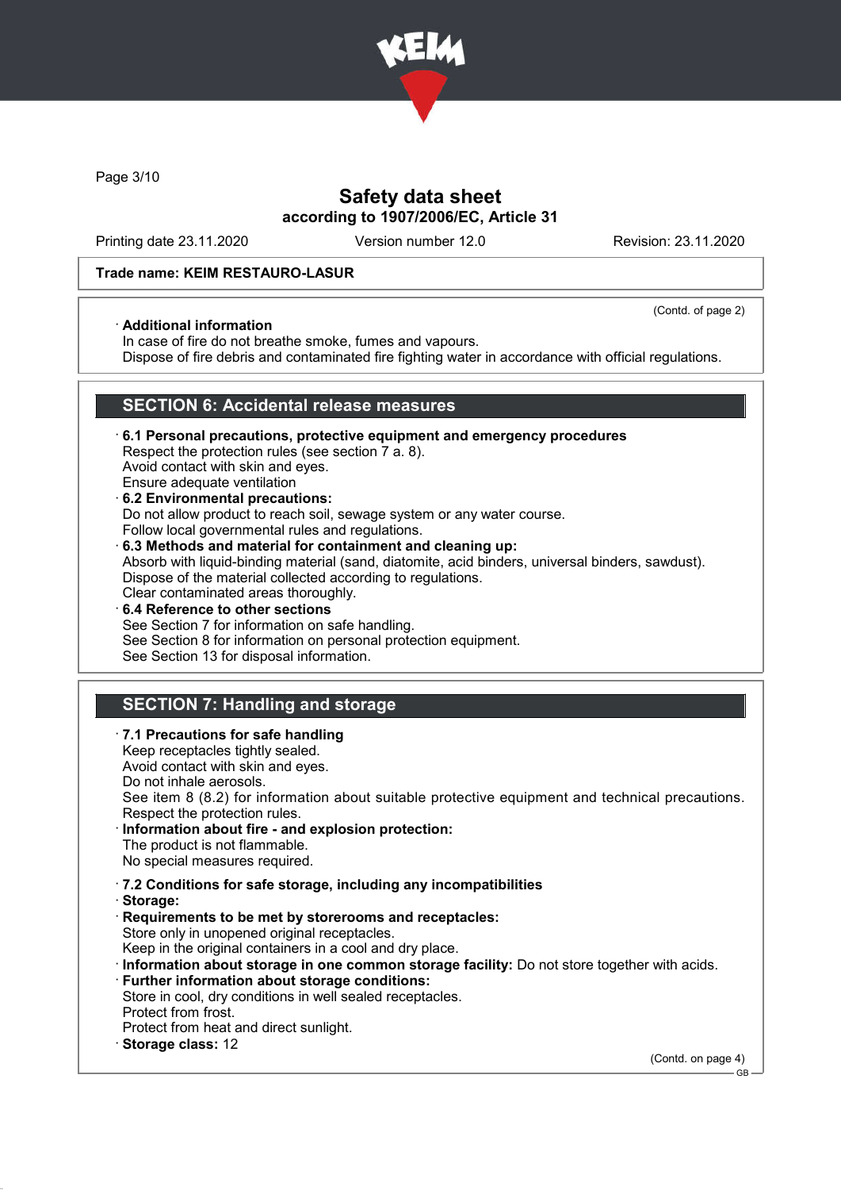Trade name: KEIM RESTAURO-LASUR

(Contd. of page 2)

· **Additional information**
In case of fire do not breathe smoke, fumes and vapours.
Dispose of fire debris and contaminated fire fighting water in accordance with official regulations.

## SECTION 6: Accidental release measures

· **6.1 Personal precautions, protective equipment and emergency procedures**
Respect the protection rules (see section 7 a. 8).
Avoid contact with skin and eyes.
Ensure adequate ventilation

· **6.2 Environmental precautions:**
Do not allow product to reach soil, sewage system or any water course.
Follow local governmental rules and regulations.

· **6.3 Methods and material for containment and cleaning up:**
Absorb with liquid-binding material (sand, diatomite, acid binders, universal binders, sawdust).
Dispose of the material collected according to regulations.
Clear contaminated areas thoroughly.

· **6.4 Reference to other sections**
See Section 7 for information on safe handling.
See Section 8 for information on personal protection equipment.
See Section 13 for disposal information.

## SECTION 7: Handling and storage

· **7.1 Precautions for safe handling**
Keep receptacles tightly sealed.
Avoid contact with skin and eyes.
Do not inhale aerosols.
See item 8 (8.2) for information about suitable protective equipment and technical precautions.
Respect the protection rules.

· **Information about fire - and explosion protection:**
The product is not flammable.
No special measures required.

· **7.2 Conditions for safe storage, including any incompatibilities**

· **Storage:**

· **Requirements to be met by storerooms and receptacles:**
Store only in unopened original receptacles.
Keep in the original containers in a cool and dry place.

· **Information about storage in one common storage facility:** Do not store together with acids.

· **Further information about storage conditions:**
Store in cool, dry conditions in well sealed receptacles.
Protect from frost.
Protect from heat and direct sunlight.

· **Storage class:** 12

(Contd. on page 4)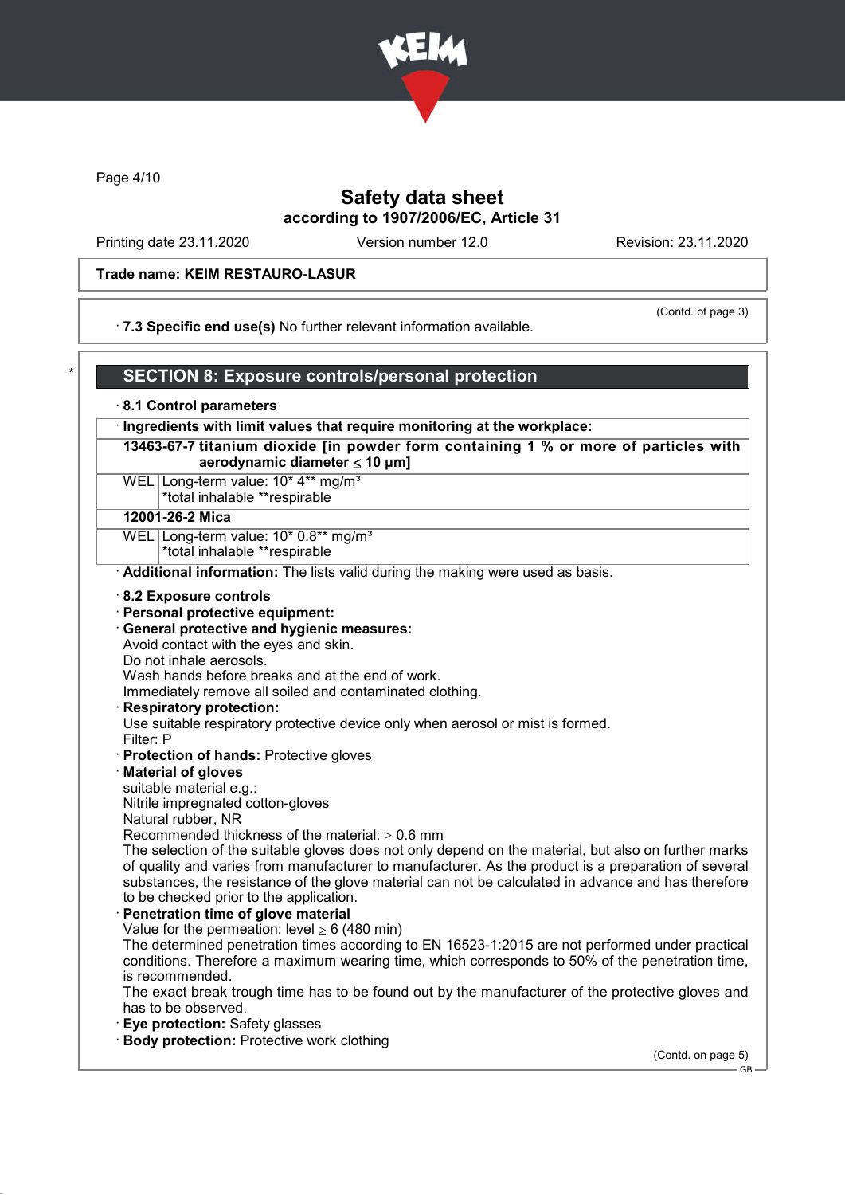Trade name: KEIM RESTAURO-LASUR

(Contd. of page 3)

· **7.3 Specific end use(s)** No further relevant information available.

## SECTION 8: Exposure controls/personal protection

· **8.1 Control parameters**

· **Ingredients with limit values that require monitoring at the workplace:**

| | |
|---|---|
| **13463-67-7 titanium dioxide [in powder form containing 1 % or more of particles with aerodynamic diameter ≤ 10 μm]** | |
| WEL | Long-term value: 10* 4** mg/m³<br>*total inhalable **respirable |
| **12001-26-2 Mica** | |
| WEL | Long-term value: 10* 0.8** mg/m³<br>*total inhalable **respirable |

· **Additional information:** The lists valid during the making were used as basis.

· **8.2 Exposure controls**

· **Personal protective equipment:**

· **General protective and hygienic measures:**
Avoid contact with the eyes and skin.
Do not inhale aerosols.
Wash hands before breaks and at the end of work.
Immediately remove all soiled and contaminated clothing.

· **Respiratory protection:**
Use suitable respiratory protective device only when aerosol or mist is formed.
Filter: P

· **Protection of hands:** Protective gloves

· **Material of gloves**
suitable material e.g.:
Nitrile impregnated cotton-gloves
Natural rubber, NR
Recommended thickness of the material: ≥ 0.6 mm
The selection of the suitable gloves does not only depend on the material, but also on further marks of quality and varies from manufacturer to manufacturer. As the product is a preparation of several substances, the resistance of the glove material can not be calculated in advance and has therefore to be checked prior to the application.

· **Penetration time of glove material**
Value for the permeation: level ≥ 6 (480 min)
The determined penetration times according to EN 16523-1:2015 are not performed under practical conditions. Therefore a maximum wearing time, which corresponds to 50% of the penetration time, is recommended.
The exact break trough time has to be found out by the manufacturer of the protective gloves and has to be observed.

· **Eye protection:** Safety glasses

· **Body protection:** Protective work clothing

(Contd. on page 5)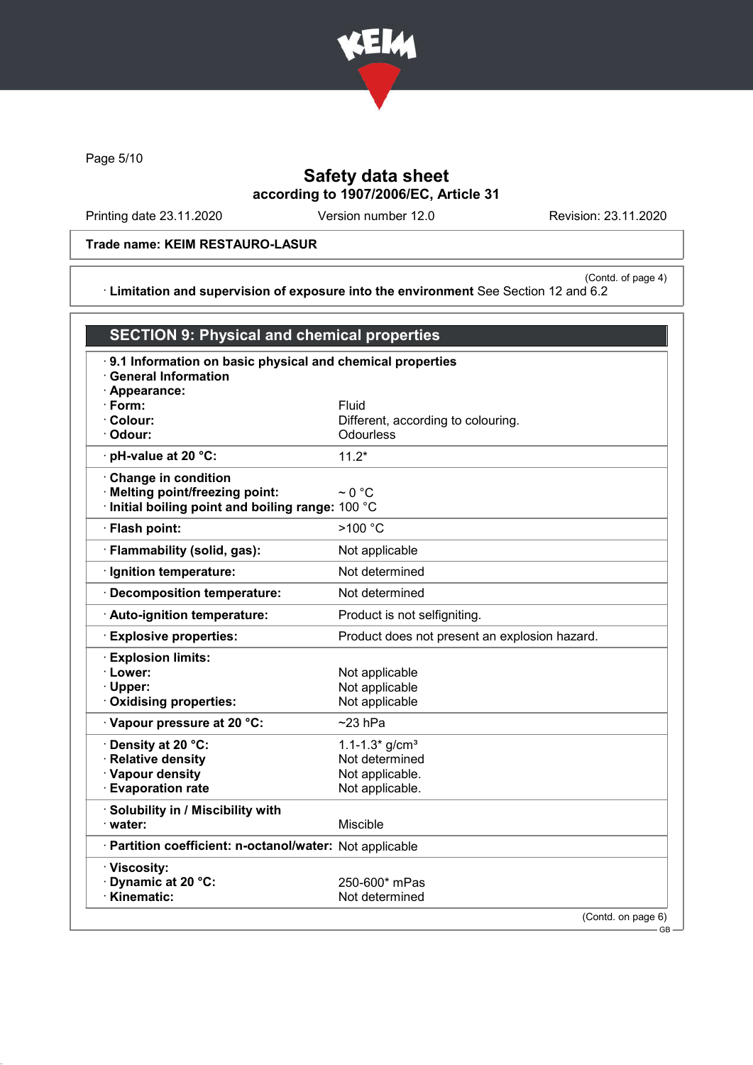Trade name: KEIM RESTAURO-LASUR

(Contd. of page 4)

· **Limitation and supervision of exposure into the environment** See Section 12 and 6.2

## SECTION 9: Physical and chemical properties

| | |
|---|---|
| · **9.1 Information on basic physical and chemical properties** | |
| · **General Information** | |
| · **Appearance:** | |
| · **Form:** | Fluid |
| · **Colour:** | Different, according to colouring. |
| · **Odour:** | Odourless |
| · **pH-value at 20 °C:** | 11.2* |
| · **Change in condition** | |
| · **Melting point/freezing point:** | ~ 0 °C |
| · **Initial boiling point and boiling range:** | 100 °C |
| · **Flash point:** | >100 °C |
| · **Flammability (solid, gas):** | Not applicable |
| · **Ignition temperature:** | Not determined |
| · **Decomposition temperature:** | Not determined |
| · **Auto-ignition temperature:** | Product is not selfigniting. |
| · **Explosive properties:** | Product does not present an explosion hazard. |
| · **Explosion limits:** | |
| · **Lower:** | Not applicable |
| · **Upper:** | Not applicable |
| · **Oxidising properties:** | Not applicable |
| · **Vapour pressure at 20 °C:** | ~23 hPa |
| · **Density at 20 °C:** | 1.1-1.3* g/cm³ |
| · **Relative density** | Not determined |
| · **Vapour density** | Not applicable. |
| · **Evaporation rate** | Not applicable. |
| · **Solubility in / Miscibility with** | |
| · **water:** | Miscible |
| · **Partition coefficient: n-octanol/water:** | Not applicable |
| · **Viscosity:** | |
| · **Dynamic at 20 °C:** | 250-600* mPas |
| · **Kinematic:** | Not determined |

(Contd. on page 6)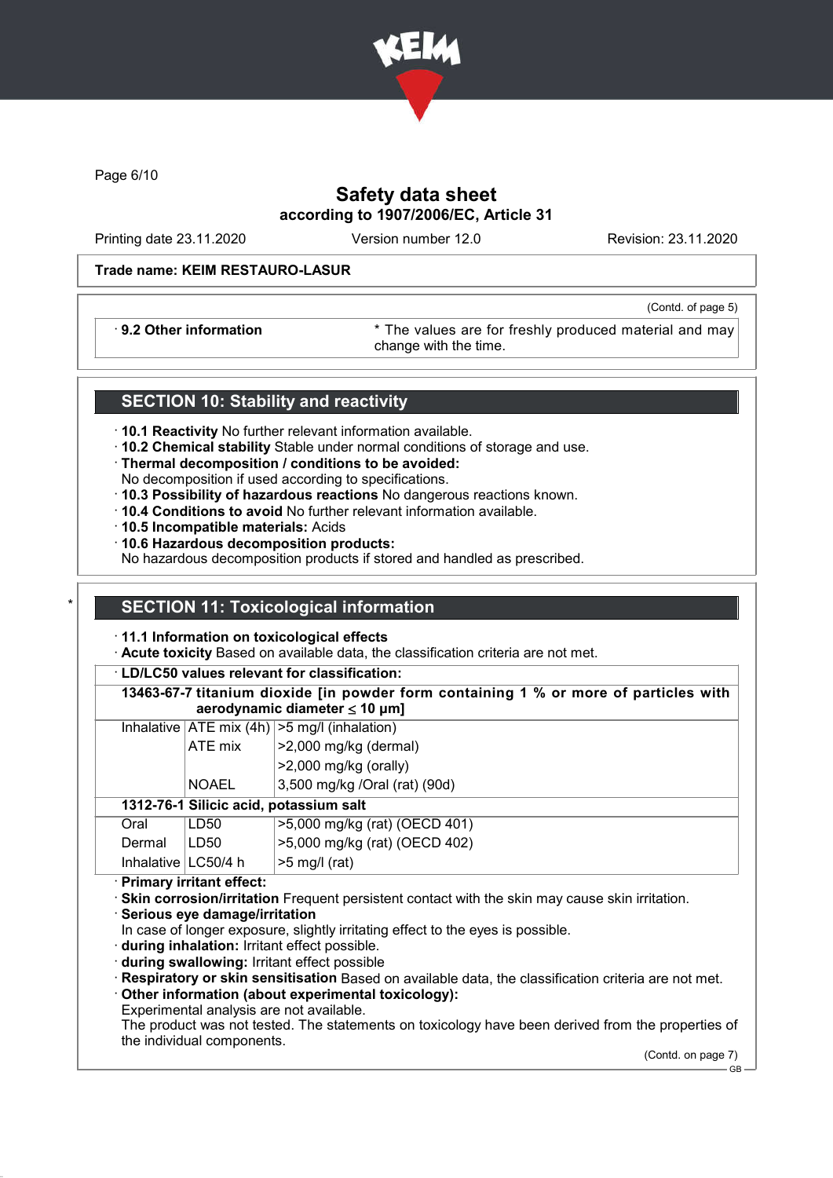Trade name: KEIM RESTAURO-LASUR

(Contd. of page 5)

· **9.2 Other information** * The values are for freshly produced material and may change with the time.

## SECTION 10: Stability and reactivity

· **10.1 Reactivity** No further relevant information available.
· **10.2 Chemical stability** Stable under normal conditions of storage and use.
· **Thermal decomposition / conditions to be avoided:**
No decomposition if used according to specifications.
· **10.3 Possibility of hazardous reactions** No dangerous reactions known.
· **10.4 Conditions to avoid** No further relevant information available.
· **10.5 Incompatible materials:** Acids
· **10.6 Hazardous decomposition products:**
No hazardous decomposition products if stored and handled as prescribed.

## * SECTION 11: Toxicological information

· **11.1 Information on toxicological effects**
· **Acute toxicity** Based on available data, the classification criteria are not met.

· **LD/LC50 values relevant for classification:**

| | | |
|---|---|---|
| **13463-67-7 titanium dioxide [in powder form containing 1 % or more of particles with aerodynamic diameter ≤ 10 μm]** | | |
| Inhalative | ATE mix (4h) | >5 mg/l (inhalation) |
| | ATE mix | >2,000 mg/kg (dermal) |
| | | >2,000 mg/kg (orally) |
| | NOAEL | 3,500 mg/kg /Oral (rat) (90d) |
| **1312-76-1 Silicic acid, potassium salt** | | |
| Oral | LD50 | >5,000 mg/kg (rat) (OECD 401) |
| Dermal | LD50 | >5,000 mg/kg (rat) (OECD 402) |
| Inhalative | LC50/4 h | >5 mg/l (rat) |

· **Primary irritant effect:**
· **Skin corrosion/irritation** Frequent persistent contact with the skin may cause skin irritation.
· **Serious eye damage/irritation**
In case of longer exposure, slightly irritating effect to the eyes is possible.
· **during inhalation:** Irritant effect possible.
· **during swallowing:** Irritant effect possible
· **Respiratory or skin sensitisation** Based on available data, the classification criteria are not met.
· **Other information (about experimental toxicology):**
Experimental analysis are not available.
The product was not tested. The statements on toxicology have been derived from the properties of the individual components.

(Contd. on page 7)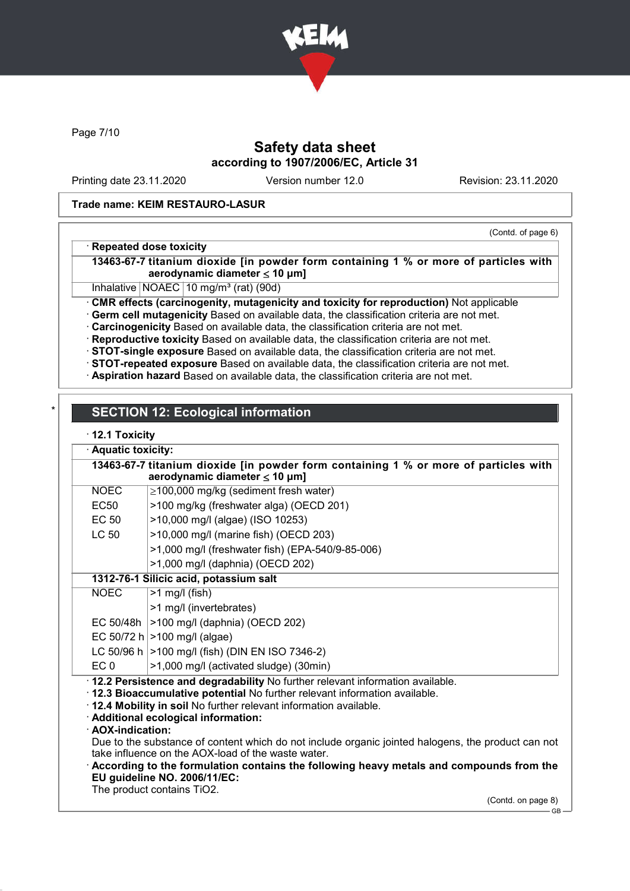Page 7/10

# Safety data sheet
**according to 1907/2006/EC, Article 31**

Printing date 23.11.2020 Version number 12.0 Revision: 23.11.2020

**Trade name: KEIM RESTAURO-LASUR**

(Contd. of page 6)

· **Repeated dose toxicity**

| **13463-67-7 titanium dioxide [in powder form containing 1 % or more of particles with aerodynamic diameter ≤ 10 μm]** | | |
|---|---|---|
| Inhalative | NOAEC | 10 mg/m³ (rat) (90d) |

· **CMR effects (carcinogenity, mutagenicity and toxicity for reproduction)** Not applicable
· **Germ cell mutagenicity** Based on available data, the classification criteria are not met.
· **Carcinogenicity** Based on available data, the classification criteria are not met.
· **Reproductive toxicity** Based on available data, the classification criteria are not met.
· **STOT-single exposure** Based on available data, the classification criteria are not met.
· **STOT-repeated exposure** Based on available data, the classification criteria are not met.
· **Aspiration hazard** Based on available data, the classification criteria are not met.

\*

## SECTION 12: Ecological information

· **12.1 Toxicity**

· **Aquatic toxicity:**

| **13463-67-7 titanium dioxide [in powder form containing 1 % or more of particles with aerodynamic diameter ≤ 10 μm]** | |
|---|---|
| NOEC | ≥100,000 mg/kg (sediment fresh water) |
| EC50 | >100 mg/kg (freshwater alga) (OECD 201) |
| EC 50 | >10,000 mg/l (algae) (ISO 10253) |
| LC 50 | >10,000 mg/l (marine fish) (OECD 203) |
| | >1,000 mg/l (freshwater fish) (EPA-540/9-85-006) |
| | >1,000 mg/l (daphnia) (OECD 202) |
| **1312-76-1 Silicic acid, potassium salt** | |
| NOEC | >1 mg/l (fish) |
| | >1 mg/l (invertebrates) |
| EC 50/48h | >100 mg/l (daphnia) (OECD 202) |
| EC 50/72 h | >100 mg/l (algae) |
| LC 50/96 h | >100 mg/l (fish) (DIN EN ISO 7346-2) |
| EC 0 | >1,000 mg/l (activated sludge) (30min) |

· **12.2 Persistence and degradability** No further relevant information available.
· **12.3 Bioaccumulative potential** No further relevant information available.
· **12.4 Mobility in soil** No further relevant information available.
· **Additional ecological information:**
· **AOX-indication:**
Due to the substance of content which do not include organic jointed halogens, the product can not take influence on the AOX-load of the waste water.
· **According to the formulation contains the following heavy metals and compounds from the EU guideline NO. 2006/11/EC:**
The product contains $TiO_2$.

(Contd. on page 8)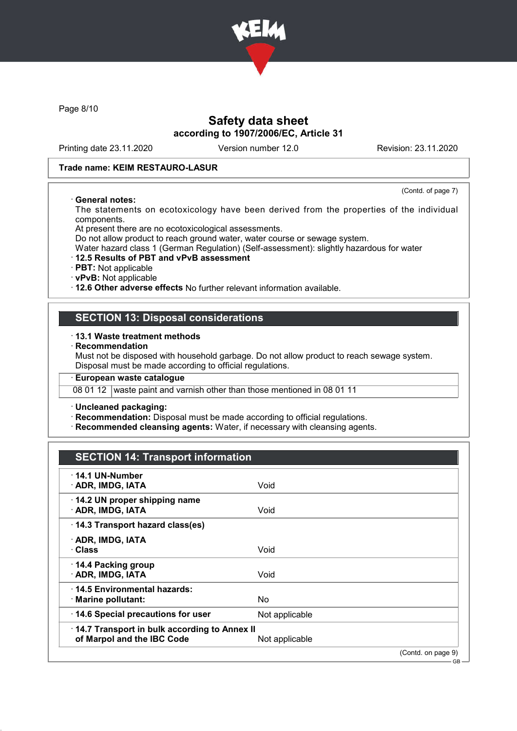**Trade name: KEIM RESTAURO-LASUR**

(Contd. of page 7)

· **General notes:**
The statements on ecotoxicology have been derived from the properties of the individual components.
At present there are no ecotoxicological assessments.
Do not allow product to reach ground water, water course or sewage system.
Water hazard class 1 (German Regulation) (Self-assessment): slightly hazardous for water

· **12.5 Results of PBT and vPvB assessment**
· **PBT:** Not applicable
· **vPvB:** Not applicable
· **12.6 Other adverse effects** No further relevant information available.

## SECTION 13: Disposal considerations

· **13.1 Waste treatment methods**
· **Recommendation**
Must not be disposed with household garbage. Do not allow product to reach sewage system.
Disposal must be made according to official regulations.

| · European waste catalogue | |
|---|---|
| 08 01 12 | waste paint and varnish other than those mentioned in 08 01 11 |

· **Uncleaned packaging:**
· **Recommendation:** Disposal must be made according to official regulations.
· **Recommended cleansing agents:** Water, if necessary with cleansing agents.

## SECTION 14: Transport information

| | |
|---|---|
| · **14.1 UN-Number**<br>· **ADR, IMDG, IATA** | Void |
| · **14.2 UN proper shipping name**<br>· **ADR, IMDG, IATA** | Void |
| · **14.3 Transport hazard class(es)**<br>· **ADR, IMDG, IATA**<br>· **Class** | Void |
| · **14.4 Packing group**<br>· **ADR, IMDG, IATA** | Void |
| · **14.5 Environmental hazards:**<br>· **Marine pollutant:** | No |
| · **14.6 Special precautions for user** | Not applicable |
| · **14.7 Transport in bulk according to Annex II of Marpol and the IBC Code** | Not applicable |

(Contd. on page 9)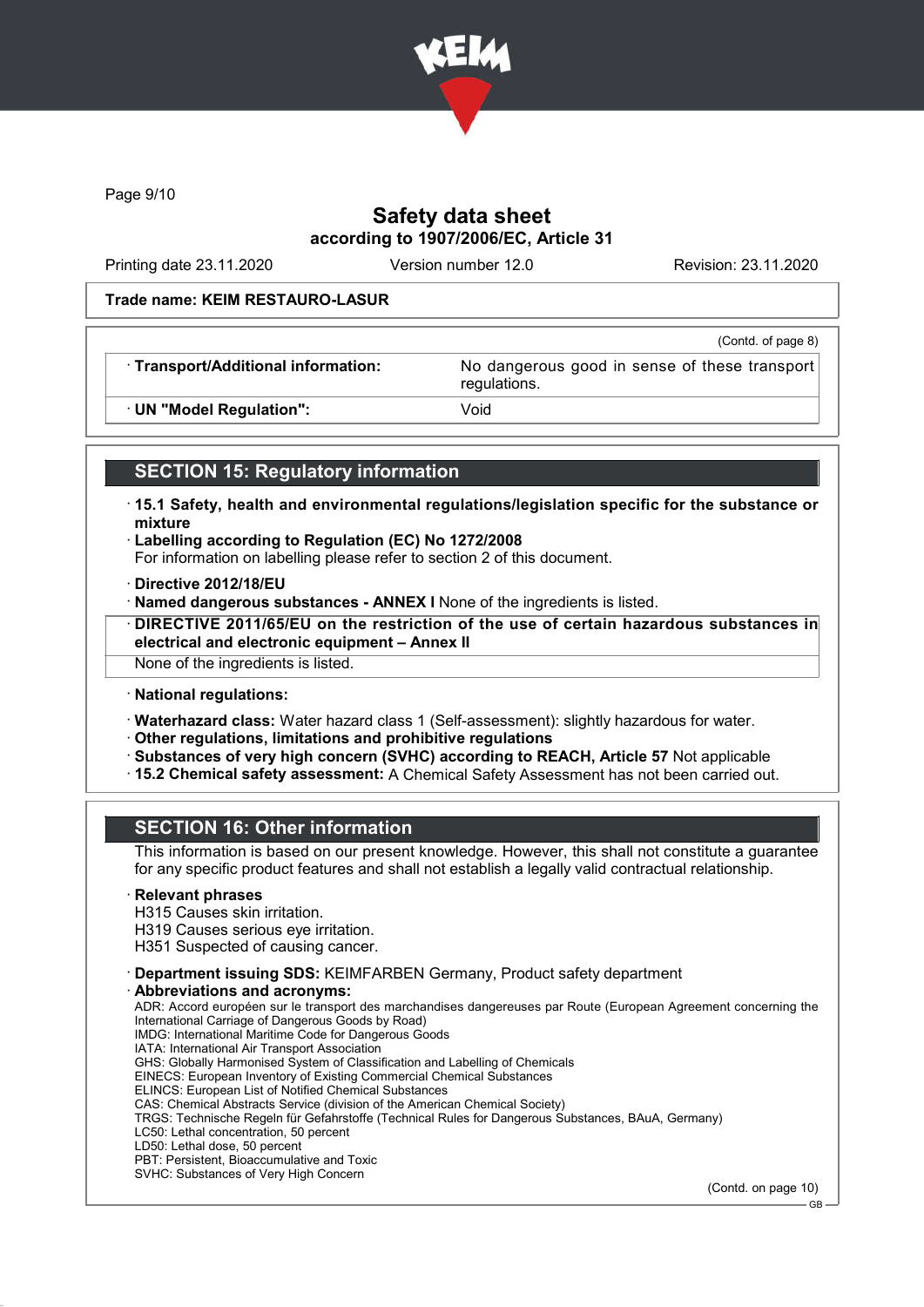Trade name: KEIM RESTAURO-LASUR

(Contd. of page 8)

| · Transport/Additional information: | No dangerous good in sense of these transport regulations. |
|---|---|
| · UN "Model Regulation": | Void |

## SECTION 15: Regulatory information

· **15.1 Safety, health and environmental regulations/legislation specific for the substance or mixture**

· **Labelling according to Regulation (EC) No 1272/2008**
For information on labelling please refer to section 2 of this document.

· **Directive 2012/18/EU**

· **Named dangerous substances - ANNEX I** None of the ingredients is listed.

· **DIRECTIVE 2011/65/EU on the restriction of the use of certain hazardous substances in electrical and electronic equipment – Annex II**
None of the ingredients is listed.

· **National regulations:**

· **Waterhazard class:** Water hazard class 1 (Self-assessment): slightly hazardous for water.

· **Other regulations, limitations and prohibitive regulations**

· **Substances of very high concern (SVHC) according to REACH, Article 57** Not applicable

· **15.2 Chemical safety assessment:** A Chemical Safety Assessment has not been carried out.

## SECTION 16: Other information

This information is based on our present knowledge. However, this shall not constitute a guarantee for any specific product features and shall not establish a legally valid contractual relationship.

· **Relevant phrases**
H315 Causes skin irritation.
H319 Causes serious eye irritation.
H351 Suspected of causing cancer.

· **Department issuing SDS:** KEIMFARBEN Germany, Product safety department

· **Abbreviations and acronyms:**
ADR: Accord européen sur le transport des marchandises dangereuses par Route (European Agreement concerning the International Carriage of Dangerous Goods by Road)
IMDG: International Maritime Code for Dangerous Goods
IATA: International Air Transport Association
GHS: Globally Harmonised System of Classification and Labelling of Chemicals
EINECS: European Inventory of Existing Commercial Chemical Substances
ELINCS: European List of Notified Chemical Substances
CAS: Chemical Abstracts Service (division of the American Chemical Society)
TRGS: Technische Regeln für Gefahrstoffe (Technical Rules for Dangerous Substances, BAuA, Germany)
LC50: Lethal concentration, 50 percent
LD50: Lethal dose, 50 percent
PBT: Persistent, Bioaccumulative and Toxic
SVHC: Substances of Very High Concern

(Contd. on page 10)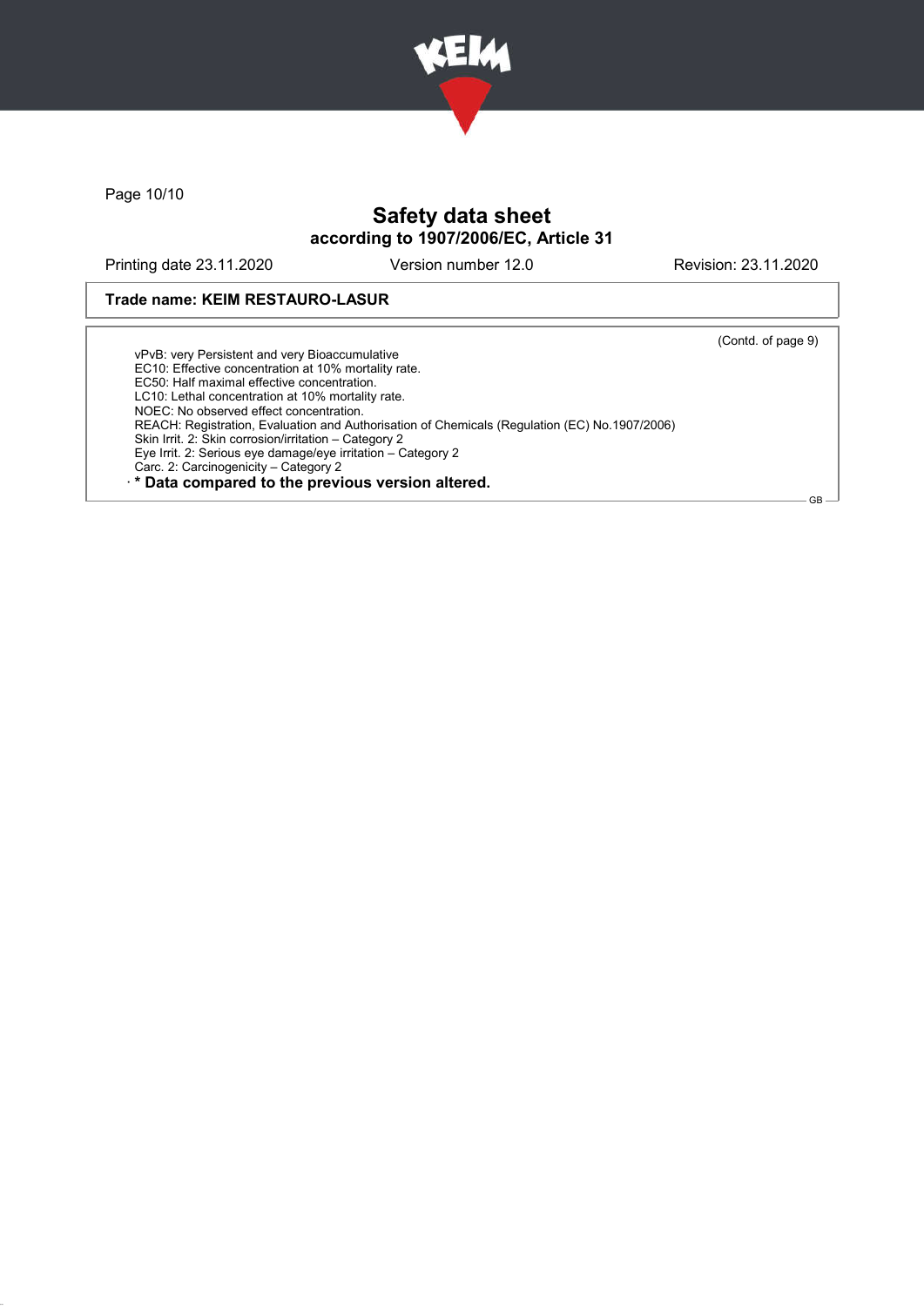Safety data sheet
according to 1907/2006/EC, Article 31

Printing date 23.11.2020 Version number 12.0 Revision: 23.11.2020

**Trade name: KEIM RESTAURO-LASUR**

(Contd. of page 9)

vPvB: very Persistent and very Bioaccumulative
EC10: Effective concentration at 10% mortality rate.
EC50: Half maximal effective concentration.
LC10: Lethal concentration at 10% mortality rate.
NOEC: No observed effect concentration.
REACH: Registration, Evaluation and Authorisation of Chemicals (Regulation (EC) No.1907/2006)
Skin Irrit. 2: Skin corrosion/irritation – Category 2
Eye Irrit. 2: Serious eye damage/eye irritation – Category 2
Carc. 2: Carcinogenicity – Category 2

· **\* Data compared to the previous version altered.**

GB